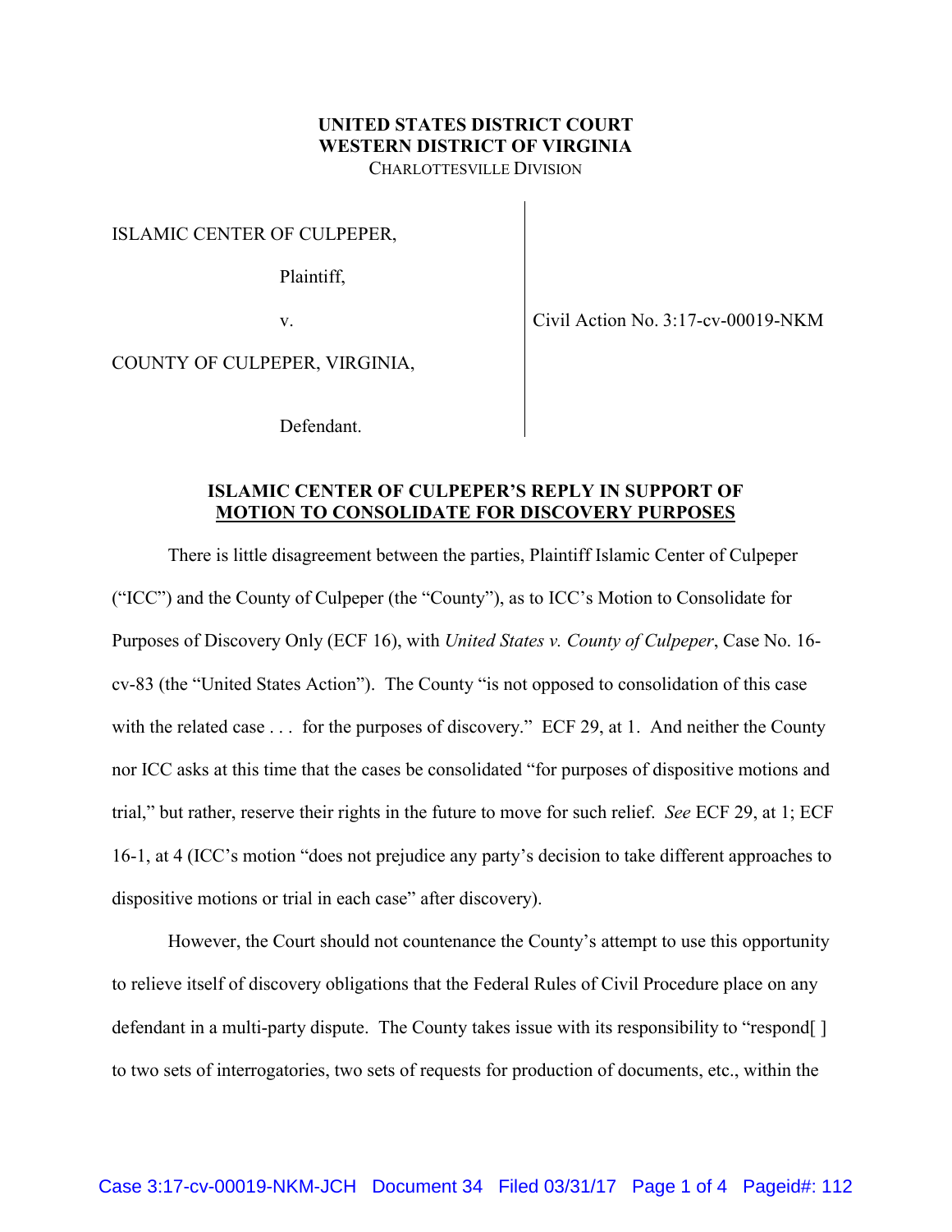**UNITED STATES DISTRICT COURT**
**WESTERN DISTRICT OF VIRGINIA**
CHARLOTTESVILLE DIVISION

ISLAMIC CENTER OF CULPEPER,

Plaintiff,

v.

COUNTY OF CULPEPER, VIRGINIA,

Defendant.

Civil Action No. 3:17-cv-00019-NKM

**ISLAMIC CENTER OF CULPEPER'S REPLY IN SUPPORT OF**
**MOTION TO CONSOLIDATE FOR DISCOVERY PURPOSES**

There is little disagreement between the parties, Plaintiff Islamic Center of Culpeper ("ICC") and the County of Culpeper (the "County"), as to ICC's Motion to Consolidate for Purposes of Discovery Only (ECF 16), with *United States v. County of Culpeper*, Case No. 16-cv-83 (the "United States Action"). The County "is not opposed to consolidation of this case with the related case . . . for the purposes of discovery." ECF 29, at 1. And neither the County nor ICC asks at this time that the cases be consolidated "for purposes of dispositive motions and trial," but rather, reserve their rights in the future to move for such relief. *See* ECF 29, at 1; ECF 16-1, at 4 (ICC's motion "does not prejudice any party's decision to take different approaches to dispositive motions or trial in each case" after discovery).

However, the Court should not countenance the County's attempt to use this opportunity to relieve itself of discovery obligations that the Federal Rules of Civil Procedure place on any defendant in a multi-party dispute. The County takes issue with its responsibility to "respond[ ] to two sets of interrogatories, two sets of requests for production of documents, etc., within the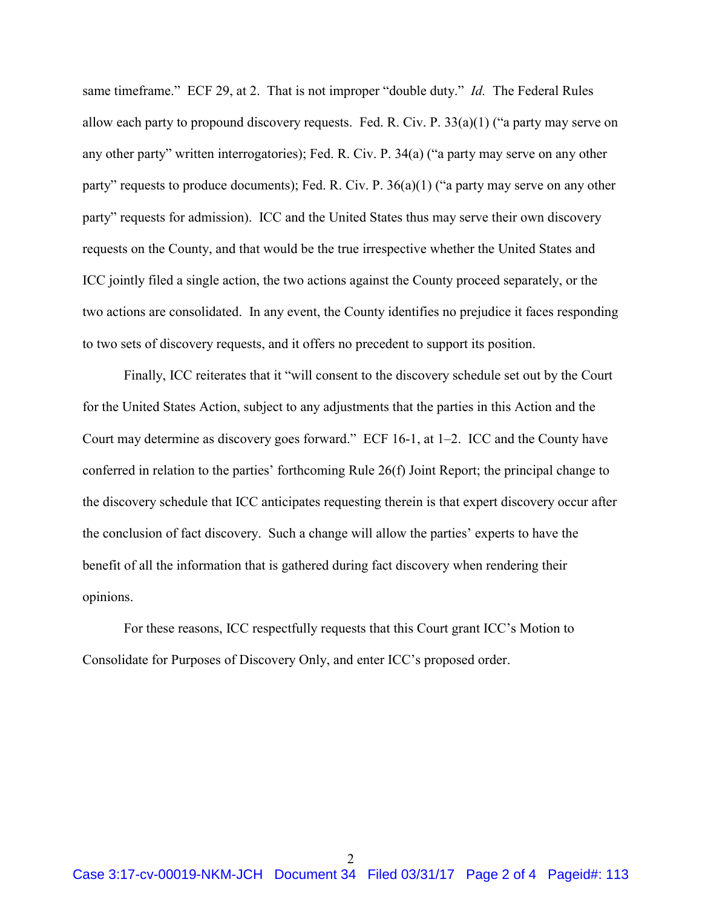same timeframe." ECF 29, at 2. That is not improper "double duty." *Id.* The Federal Rules allow each party to propound discovery requests. Fed. R. Civ. P. 33(a)(1) ("a party may serve on any other party" written interrogatories); Fed. R. Civ. P. 34(a) ("a party may serve on any other party" requests to produce documents); Fed. R. Civ. P. 36(a)(1) ("a party may serve on any other party" requests for admission). ICC and the United States thus may serve their own discovery requests on the County, and that would be the true irrespective whether the United States and ICC jointly filed a single action, the two actions against the County proceed separately, or the two actions are consolidated. In any event, the County identifies no prejudice it faces responding to two sets of discovery requests, and it offers no precedent to support its position.

Finally, ICC reiterates that it "will consent to the discovery schedule set out by the Court for the United States Action, subject to any adjustments that the parties in this Action and the Court may determine as discovery goes forward." ECF 16-1, at 1–2. ICC and the County have conferred in relation to the parties' forthcoming Rule 26(f) Joint Report; the principal change to the discovery schedule that ICC anticipates requesting therein is that expert discovery occur after the conclusion of fact discovery. Such a change will allow the parties' experts to have the benefit of all the information that is gathered during fact discovery when rendering their opinions.

For these reasons, ICC respectfully requests that this Court grant ICC's Motion to Consolidate for Purposes of Discovery Only, and enter ICC's proposed order.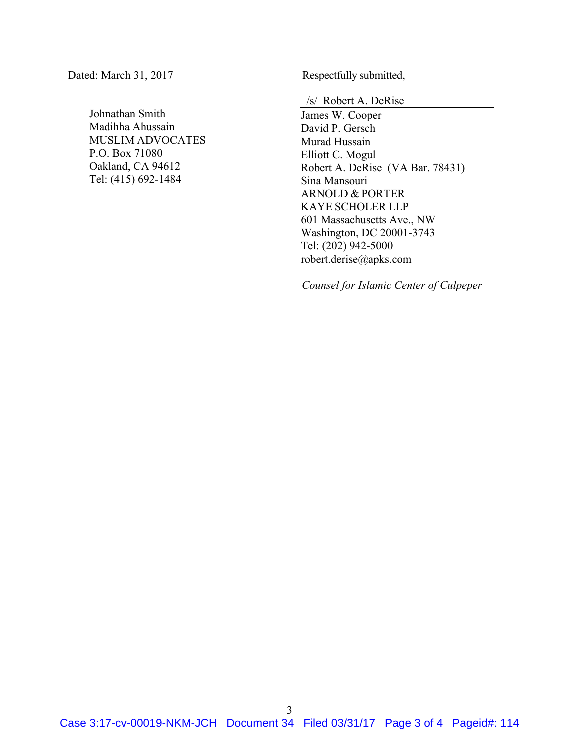Dated: March 31, 2017

Respectfully submitted,

/s/ Robert A. DeRise

James W. Cooper
David P. Gersch
Murad Hussain
Elliott C. Mogul
Robert A. DeRise (VA Bar. 78431)
Sina Mansouri
ARNOLD & PORTER
KAYE SCHOLER LLP
601 Massachusetts Ave., NW
Washington, DC 20001-3743
Tel: (202) 942-5000
robert.derise@apks.com

Johnathan Smith
Madihha Ahussain
MUSLIM ADVOCATES
P.O. Box 71080
Oakland, CA 94612
Tel: (415) 692-1484

*Counsel for Islamic Center of Culpeper*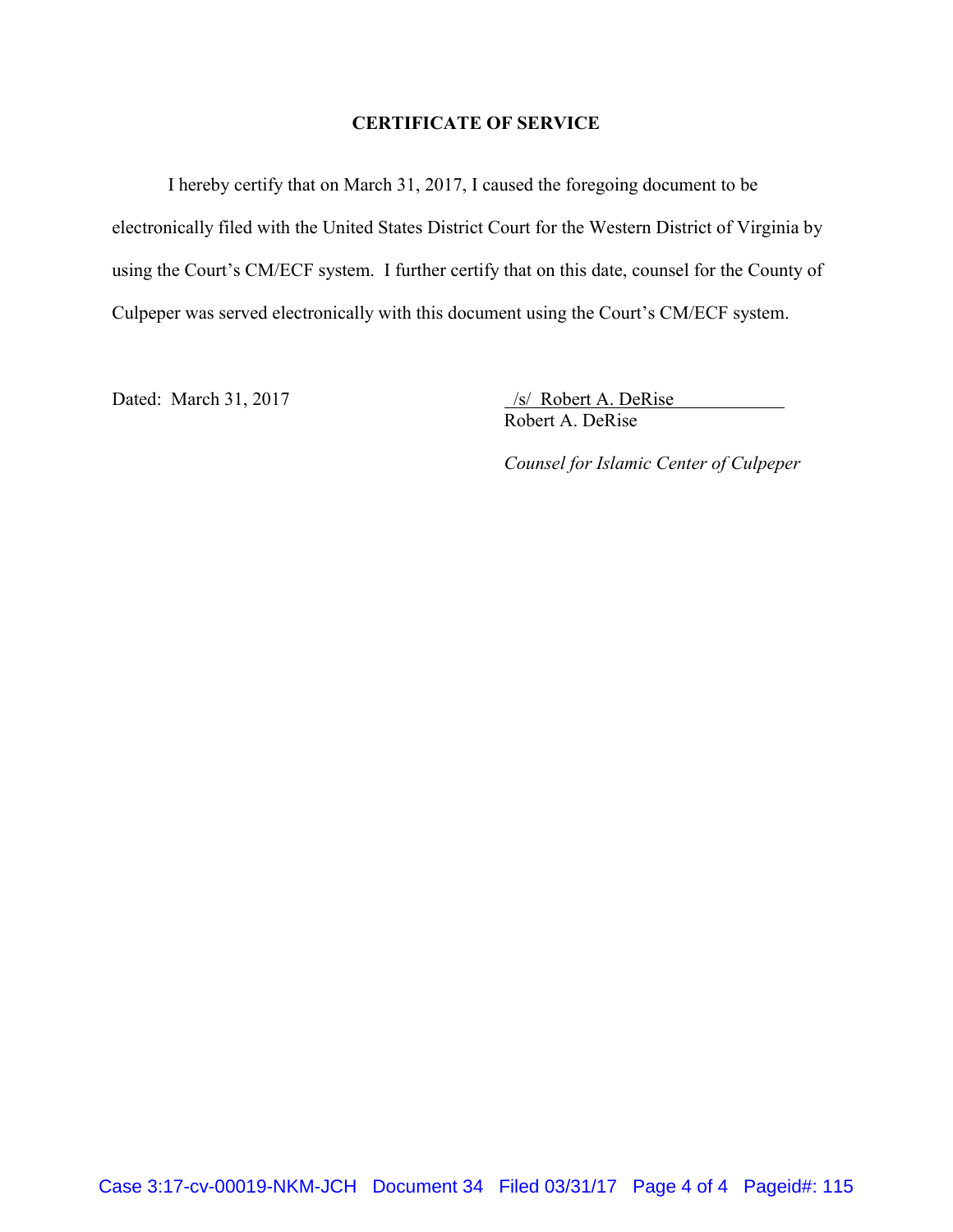**CERTIFICATE OF SERVICE**

I hereby certify that on March 31, 2017, I caused the foregoing document to be electronically filed with the United States District Court for the Western District of Virginia by using the Court's CM/ECF system. I further certify that on this date, counsel for the County of Culpeper was served electronically with this document using the Court's CM/ECF system.

Dated: March 31, 2017

/s/ Robert A. DeRise
Robert A. DeRise

*Counsel for Islamic Center of Culpeper*